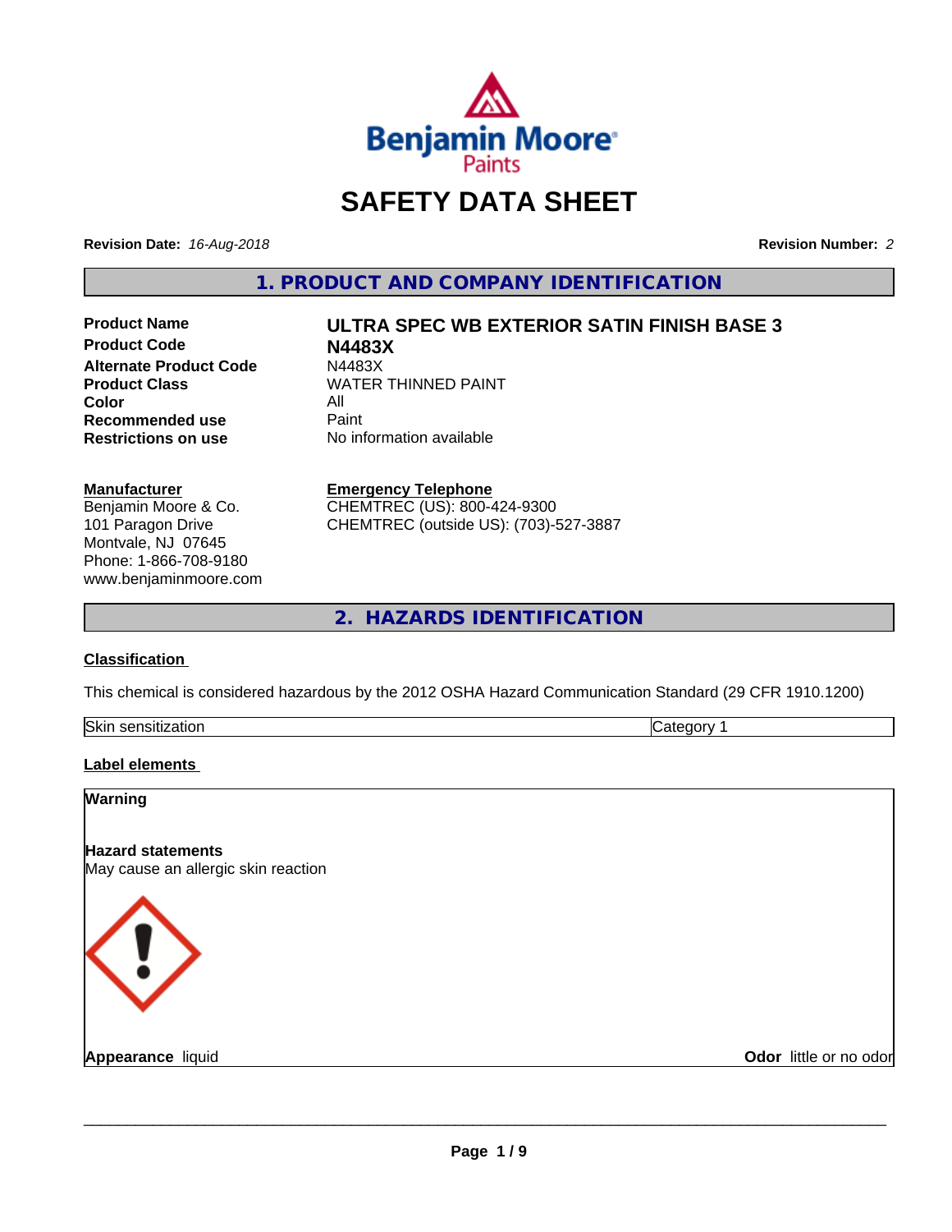# SAFETY DATA SHEET

**Revision Date:** *16-Aug-2018*

**Revision Number:** *2*

## 1. PRODUCT AND COMPANY IDENTIFICATION

| | |
|---|---|
| **Product Name** | **ULTRA SPEC WB EXTERIOR SATIN FINISH BASE 3** |
| **Product Code** | **N4483X** |
| **Alternate Product Code** | N4483X |
| **Product Class** | WATER THINNED PAINT |
| **Color** | All |
| **Recommended use** | Paint |
| **Restrictions on use** | No information available |

**Manufacturer**
Benjamin Moore & Co.
101 Paragon Drive
Montvale, NJ 07645
Phone: 1-866-708-9180
www.benjaminmoore.com

**Emergency Telephone**
CHEMTREC (US): 800-424-9300
CHEMTREC (outside US): (703)-527-3887

## 2. HAZARDS IDENTIFICATION

**Classification**

This chemical is considered hazardous by the 2012 OSHA Hazard Communication Standard (29 CFR 1910.1200)

| | |
|---|---|
| Skin sensitization | Category 1 |

**Label elements**

**Warning**

**Hazard statements**
May cause an allergic skin reaction

**Appearance** liquid

**Odor** little or no odor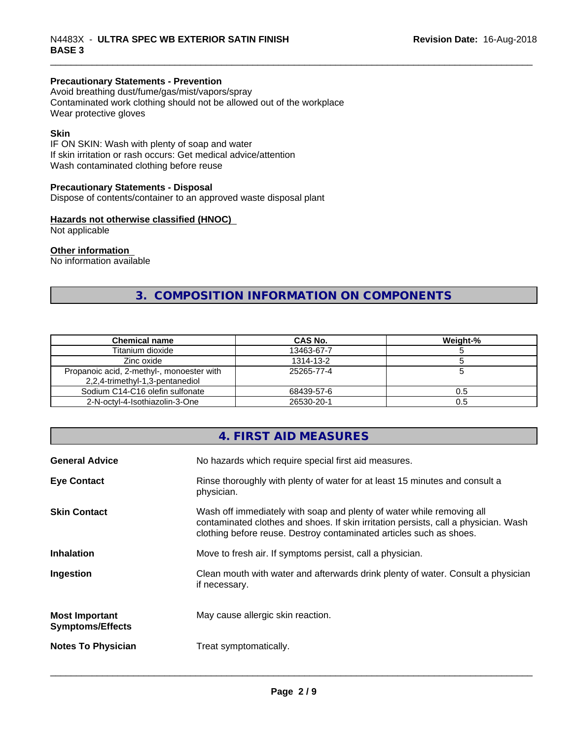**Precautionary Statements - Prevention**
Avoid breathing dust/fume/gas/mist/vapors/spray
Contaminated work clothing should not be allowed out of the workplace
Wear protective gloves

**Skin**
IF ON SKIN: Wash with plenty of soap and water
If skin irritation or rash occurs: Get medical advice/attention
Wash contaminated clothing before reuse

**Precautionary Statements - Disposal**
Dispose of contents/container to an approved waste disposal plant

**Hazards not otherwise classified (HNOC)**
Not applicable

**Other information**
No information available

## 3. COMPOSITION INFORMATION ON COMPONENTS

| Chemical name | CAS No. | Weight-% |
|---|---|---|
| Titanium dioxide | 13463-67-7 | 5 |
| Zinc oxide | 1314-13-2 | 5 |
| Propanoic acid, 2-methyl-, monoester with 2,2,4-trimethyl-1,3-pentanediol | 25265-77-4 | 5 |
| Sodium C14-C16 olefin sulfonate | 68439-57-6 | 0.5 |
| 2-N-octyl-4-Isothiazolin-3-One | 26530-20-1 | 0.5 |

## 4. FIRST AID MEASURES

**General Advice**
No hazards which require special first aid measures.

**Eye Contact**
Rinse thoroughly with plenty of water for at least 15 minutes and consult a physician.

**Skin Contact**
Wash off immediately with soap and plenty of water while removing all contaminated clothes and shoes. If skin irritation persists, call a physician. Wash clothing before reuse. Destroy contaminated articles such as shoes.

**Inhalation**
Move to fresh air. If symptoms persist, call a physician.

**Ingestion**
Clean mouth with water and afterwards drink plenty of water. Consult a physician if necessary.

**Most Important Symptoms/Effects**
May cause allergic skin reaction.

**Notes To Physician**
Treat symptomatically.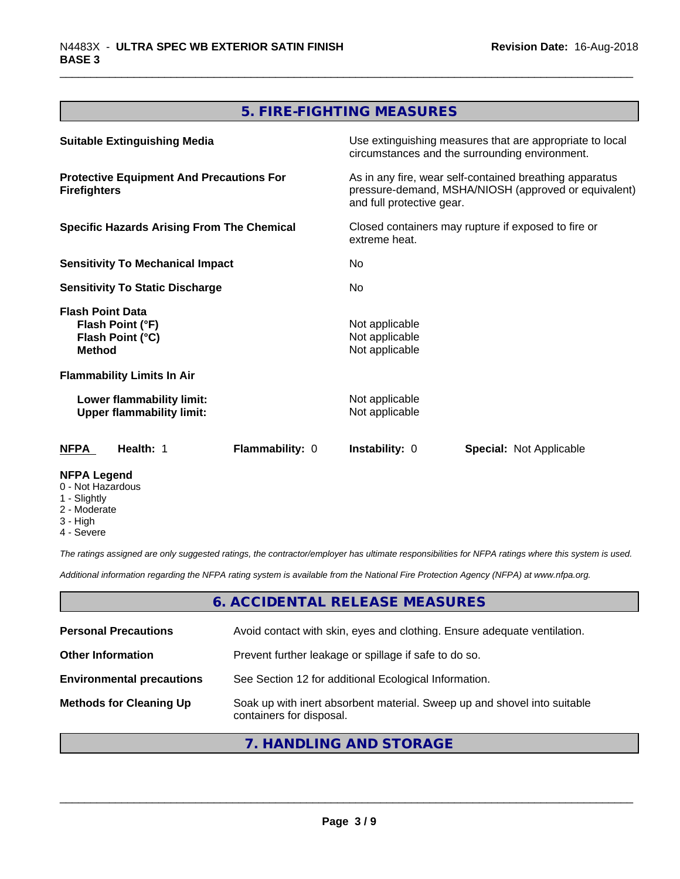## 5. FIRE-FIGHTING MEASURES

| | |
|---|---|
| **Suitable Extinguishing Media** | Use extinguishing measures that are appropriate to local circumstances and the surrounding environment. |
| **Protective Equipment And Precautions For Firefighters** | As in any fire, wear self-contained breathing apparatus pressure-demand, MSHA/NIOSH (approved or equivalent) and full protective gear. |
| **Specific Hazards Arising From The Chemical** | Closed containers may rupture if exposed to fire or extreme heat. |
| **Sensitivity To Mechanical Impact** | No |
| **Sensitivity To Static Discharge** | No |

**Flash Point Data**

| | |
|---|---|
| **Flash Point (°F)** | Not applicable |
| **Flash Point (°C)** | Not applicable |
| **Method** | Not applicable |

**Flammability Limits In Air**

| | |
|---|---|
| **Lower flammability limit:** | Not applicable |
| **Upper flammability limit:** | Not applicable |

| **NFPA** | **Health:** 1 | **Flammability:** 0 | **Instability:** 0 | **Special:** Not Applicable |
|---|---|---|---|---|

**NFPA Legend**
- 0 - Not Hazardous
- 1 - Slightly
- 2 - Moderate
- 3 - High
- 4 - Severe

*The ratings assigned are only suggested ratings, the contractor/employer has ultimate responsibilities for NFPA ratings where this system is used.*

*Additional information regarding the NFPA rating system is available from the National Fire Protection Agency (NFPA) at www.nfpa.org.*

## 6. ACCIDENTAL RELEASE MEASURES

| | |
|---|---|
| **Personal Precautions** | Avoid contact with skin, eyes and clothing. Ensure adequate ventilation. |
| **Other Information** | Prevent further leakage or spillage if safe to do so. |
| **Environmental precautions** | See Section 12 for additional Ecological Information. |
| **Methods for Cleaning Up** | Soak up with inert absorbent material. Sweep up and shovel into suitable containers for disposal. |

## 7. HANDLING AND STORAGE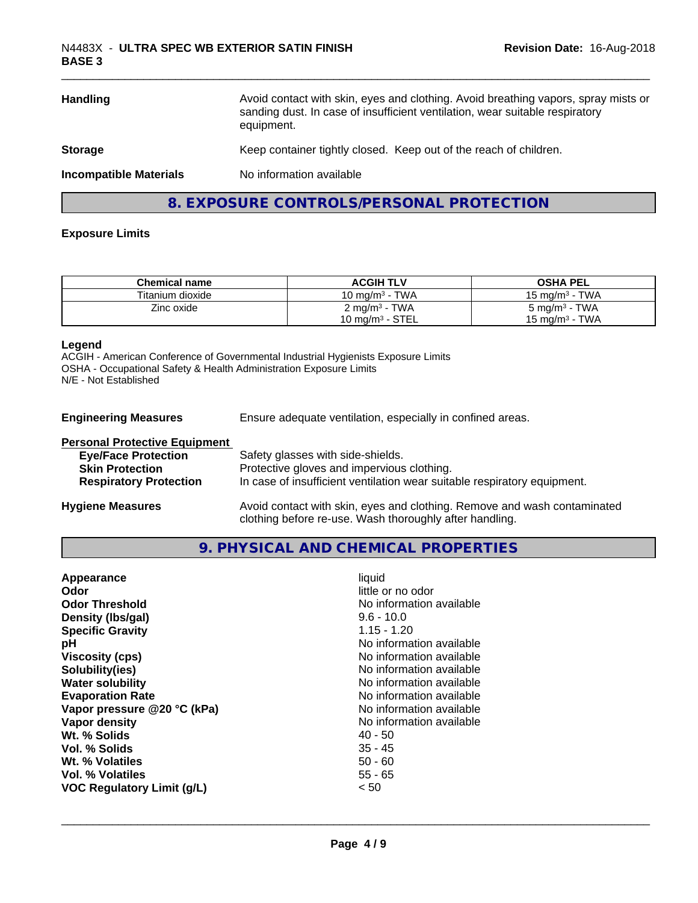| | |
|---|---|
| **Handling** | Avoid contact with skin, eyes and clothing. Avoid breathing vapors, spray mists or sanding dust. In case of insufficient ventilation, wear suitable respiratory equipment. |
| **Storage** | Keep container tightly closed. Keep out of the reach of children. |
| **Incompatible Materials** | No information available |

## 8. EXPOSURE CONTROLS/PERSONAL PROTECTION

### Exposure Limits

| Chemical name | ACGIH TLV | OSHA PEL |
|---|---|---|
| Titanium dioxide | 10 mg/m³ - TWA | 15 mg/m³ - TWA |
| Zinc oxide | 2 mg/m³ - TWA<br>10 mg/m³ - STEL | 5 mg/m³ - TWA<br>15 mg/m³ - TWA |

**Legend**
ACGIH - American Conference of Governmental Industrial Hygienists Exposure Limits
OSHA - Occupational Safety & Health Administration Exposure Limits
N/E - Not Established

**Engineering Measures** — Ensure adequate ventilation, especially in confined areas.

**Personal Protective Equipment**

- **Eye/Face Protection** — Safety glasses with side-shields.
- **Skin Protection** — Protective gloves and impervious clothing.
- **Respiratory Protection** — In case of insufficient ventilation wear suitable respiratory equipment.

**Hygiene Measures** — Avoid contact with skin, eyes and clothing. Remove and wash contaminated clothing before re-use. Wash thoroughly after handling.

## 9. PHYSICAL AND CHEMICAL PROPERTIES

| | |
|---|---|
| **Appearance** | liquid |
| **Odor** | little or no odor |
| **Odor Threshold** | No information available |
| **Density (lbs/gal)** | 9.6 - 10.0 |
| **Specific Gravity** | 1.15 - 1.20 |
| **pH** | No information available |
| **Viscosity (cps)** | No information available |
| **Solubility(ies)** | No information available |
| **Water solubility** | No information available |
| **Evaporation Rate** | No information available |
| **Vapor pressure @20 °C (kPa)** | No information available |
| **Vapor density** | No information available |
| **Wt. % Solids** | 40 - 50 |
| **Vol. % Solids** | 35 - 45 |
| **Wt. % Volatiles** | 50 - 60 |
| **Vol. % Volatiles** | 55 - 65 |
| **VOC Regulatory Limit (g/L)** | < 50 |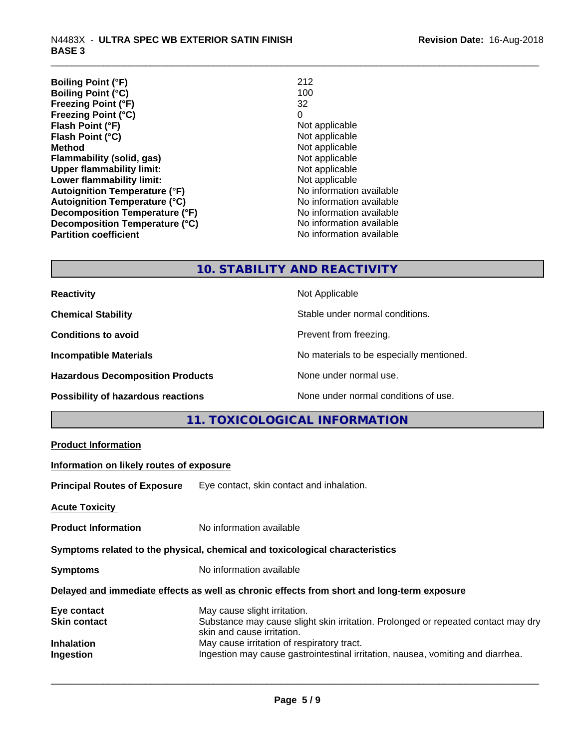| | |
|---|---|
| **Boiling Point (°F)** | 212 |
| **Boiling Point (°C)** | 100 |
| **Freezing Point (°F)** | 32 |
| **Freezing Point (°C)** | 0 |
| **Flash Point (°F)** | Not applicable |
| **Flash Point (°C)** | Not applicable |
| **Method** | Not applicable |
| **Flammability (solid, gas)** | Not applicable |
| **Upper flammability limit:** | Not applicable |
| **Lower flammability limit:** | Not applicable |
| **Autoignition Temperature (°F)** | No information available |
| **Autoignition Temperature (°C)** | No information available |
| **Decomposition Temperature (°F)** | No information available |
| **Decomposition Temperature (°C)** | No information available |
| **Partition coefficient** | No information available |

## 10. STABILITY AND REACTIVITY

| | |
|---|---|
| **Reactivity** | Not Applicable |
| **Chemical Stability** | Stable under normal conditions. |
| **Conditions to avoid** | Prevent from freezing. |
| **Incompatible Materials** | No materials to be especially mentioned. |
| **Hazardous Decomposition Products** | None under normal use. |
| **Possibility of hazardous reactions** | None under normal conditions of use. |

## 11. TOXICOLOGICAL INFORMATION

**Product Information**

**Information on likely routes of exposure**

**Principal Routes of Exposure** Eye contact, skin contact and inhalation.

**Acute Toxicity**

**Product Information** No information available

**Symptoms related to the physical, chemical and toxicological characteristics**

**Symptoms** No information available

**Delayed and immediate effects as well as chronic effects from short and long-term exposure**

| | |
|---|---|
| **Eye contact** | May cause slight irritation. |
| **Skin contact** | Substance may cause slight skin irritation. Prolonged or repeated contact may dry skin and cause irritation. |
| **Inhalation** | May cause irritation of respiratory tract. |
| **Ingestion** | Ingestion may cause gastrointestinal irritation, nausea, vomiting and diarrhea. |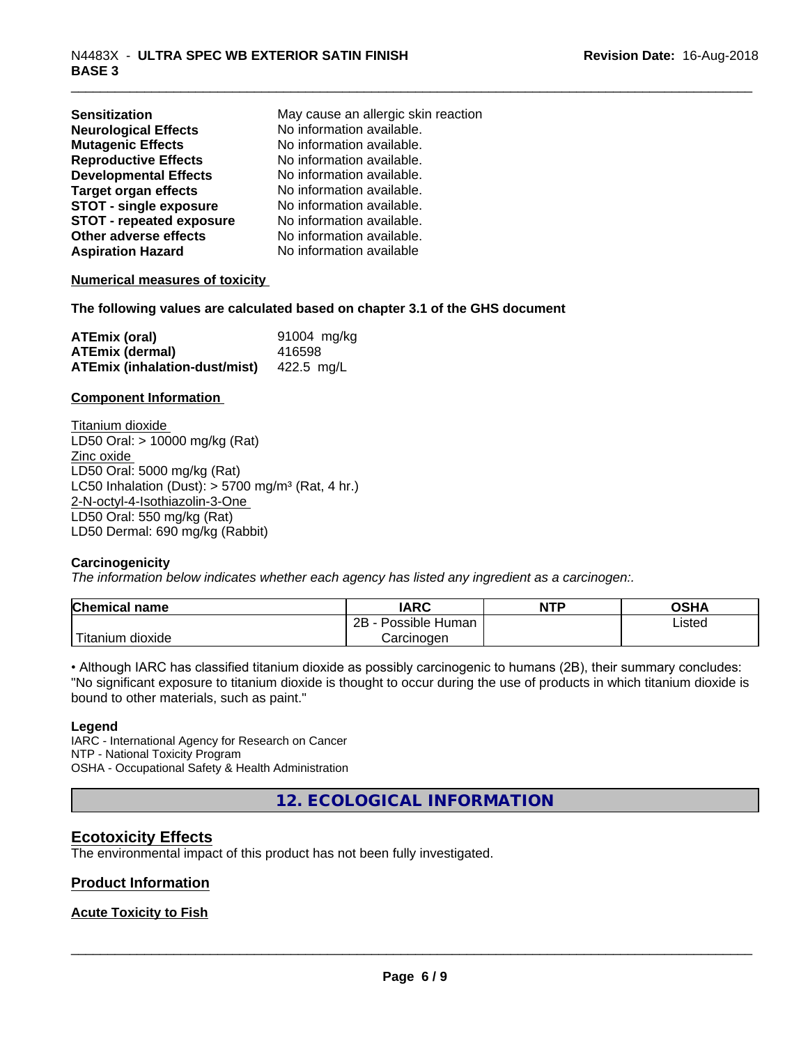| | |
|---|---|
| **Sensitization** | May cause an allergic skin reaction |
| **Neurological Effects** | No information available. |
| **Mutagenic Effects** | No information available. |
| **Reproductive Effects** | No information available. |
| **Developmental Effects** | No information available. |
| **Target organ effects** | No information available. |
| **STOT - single exposure** | No information available. |
| **STOT - repeated exposure** | No information available. |
| **Other adverse effects** | No information available. |
| **Aspiration Hazard** | No information available |

**Numerical measures of toxicity**

**The following values are calculated based on chapter 3.1 of the GHS document**

| | |
|---|---|
| **ATEmix (oral)** | 91004 mg/kg |
| **ATEmix (dermal)** | 416598 |
| **ATEmix (inhalation-dust/mist)** | 422.5 mg/L |

**Component Information**

Titanium dioxide
LD50 Oral: > 10000 mg/kg (Rat)
Zinc oxide
LD50 Oral: 5000 mg/kg (Rat)
LC50 Inhalation (Dust): > 5700 mg/m³ (Rat, 4 hr.)
2-N-octyl-4-Isothiazolin-3-One
LD50 Oral: 550 mg/kg (Rat)
LD50 Dermal: 690 mg/kg (Rabbit)

**Carcinogenicity**

*The information below indicates whether each agency has listed any ingredient as a carcinogen:.*

| Chemical name | IARC | NTP | OSHA |
|---|---|---|---|
| Titanium dioxide | 2B - Possible Human Carcinogen | | Listed |

• Although IARC has classified titanium dioxide as possibly carcinogenic to humans (2B), their summary concludes: "No significant exposure to titanium dioxide is thought to occur during the use of products in which titanium dioxide is bound to other materials, such as paint."

**Legend**
IARC - International Agency for Research on Cancer
NTP - National Toxicity Program
OSHA - Occupational Safety & Health Administration

## 12. ECOLOGICAL INFORMATION

### Ecotoxicity Effects

The environmental impact of this product has not been fully investigated.

### Product Information

### Acute Toxicity to Fish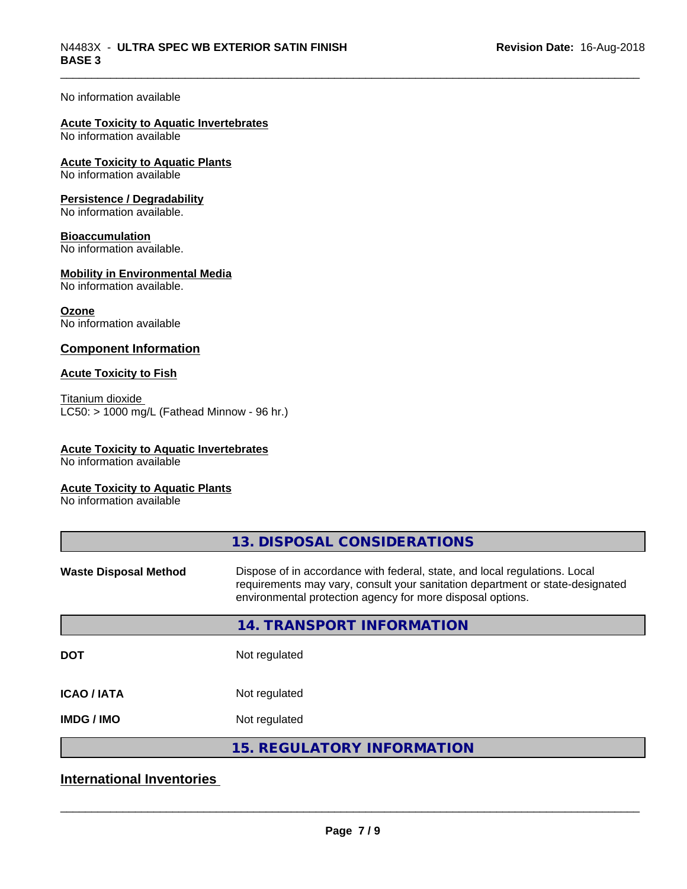No information available

**Acute Toxicity to Aquatic Invertebrates**
No information available

**Acute Toxicity to Aquatic Plants**
No information available

**Persistence / Degradability**
No information available.

**Bioaccumulation**
No information available.

**Mobility in Environmental Media**
No information available.

**Ozone**
No information available

## Component Information

**Acute Toxicity to Fish**

Titanium dioxide
LC50: > 1000 mg/L (Fathead Minnow - 96 hr.)

**Acute Toxicity to Aquatic Invertebrates**
No information available

**Acute Toxicity to Aquatic Plants**
No information available

## 13. DISPOSAL CONSIDERATIONS

**Waste Disposal Method** Dispose of in accordance with federal, state, and local regulations. Local requirements may vary, consult your sanitation department or state-designated environmental protection agency for more disposal options.

## 14. TRANSPORT INFORMATION

| | |
|---|---|
| **DOT** | Not regulated |
| **ICAO / IATA** | Not regulated |
| **IMDG / IMO** | Not regulated |

## 15. REGULATORY INFORMATION

## International Inventories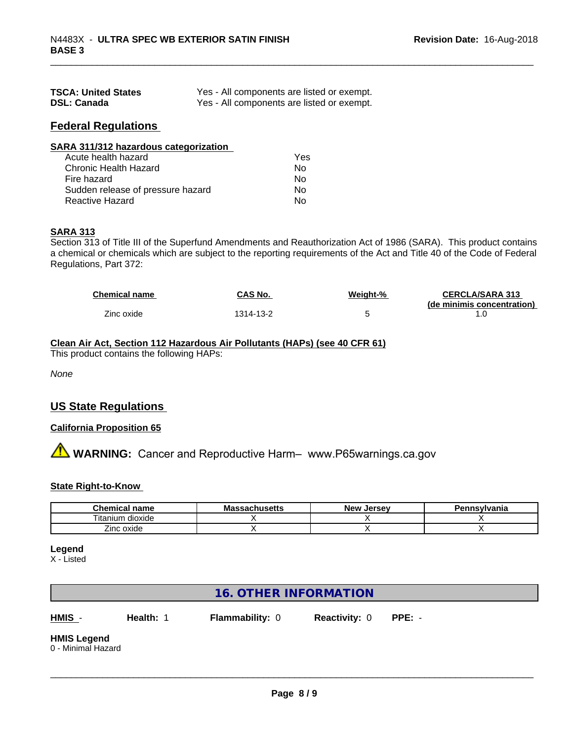| | |
|---|---|
| **TSCA: United States** | Yes - All components are listed or exempt. |
| **DSL: Canada** | Yes - All components are listed or exempt. |

## Federal Regulations

**SARA 311/312 hazardous categorization**

| | |
|---|---|
| Acute health hazard | Yes |
| Chronic Health Hazard | No |
| Fire hazard | No |
| Sudden release of pressure hazard | No |
| Reactive Hazard | No |

**SARA 313**

Section 313 of Title III of the Superfund Amendments and Reauthorization Act of 1986 (SARA). This product contains a chemical or chemicals which are subject to the reporting requirements of the Act and Title 40 of the Code of Federal Regulations, Part 372:

| Chemical name | CAS No. | Weight-% | CERCLA/SARA 313 (de minimis concentration) |
|---|---|---|---|
| Zinc oxide | 1314-13-2 | 5 | 1.0 |

**Clean Air Act, Section 112 Hazardous Air Pollutants (HAPs) (see 40 CFR 61)**

This product contains the following HAPs:

*None*

## US State Regulations

**California Proposition 65**

⚠ **WARNING:** Cancer and Reproductive Harm– www.P65warnings.ca.gov

**State Right-to-Know**

| Chemical name | Massachusetts | New Jersey | Pennsylvania |
|---|---|---|---|
| Titanium dioxide | X | X | X |
| Zinc oxide | X | X | X |

**Legend**

X - Listed

## 16. OTHER INFORMATION

**HMIS** - **Health:** 1 **Flammability:** 0 **Reactivity:** 0 **PPE:** -

**HMIS Legend**

0 - Minimal Hazard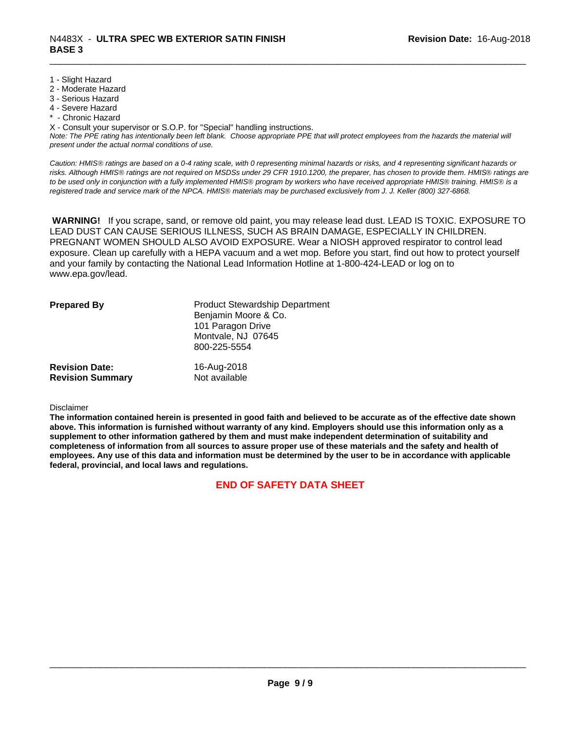1 - Slight Hazard
2 - Moderate Hazard
3 - Serious Hazard
4 - Severe Hazard
* - Chronic Hazard
X - Consult your supervisor or S.O.P. for "Special" handling instructions.

*Note: The PPE rating has intentionally been left blank. Choose appropriate PPE that will protect employees from the hazards the material will present under the actual normal conditions of use.*

*Caution: HMIS® ratings are based on a 0-4 rating scale, with 0 representing minimal hazards or risks, and 4 representing significant hazards or risks. Although HMIS® ratings are not required on MSDSs under 29 CFR 1910.1200, the preparer, has chosen to provide them. HMIS® ratings are to be used only in conjunction with a fully implemented HMIS® program by workers who have received appropriate HMIS® training. HMIS® is a registered trade and service mark of the NPCA. HMIS® materials may be purchased exclusively from J. J. Keller (800) 327-6868.*

**WARNING!** If you scrape, sand, or remove old paint, you may release lead dust. LEAD IS TOXIC. EXPOSURE TO LEAD DUST CAN CAUSE SERIOUS ILLNESS, SUCH AS BRAIN DAMAGE, ESPECIALLY IN CHILDREN. PREGNANT WOMEN SHOULD ALSO AVOID EXPOSURE. Wear a NIOSH approved respirator to control lead exposure. Clean up carefully with a HEPA vacuum and a wet mop. Before you start, find out how to protect yourself and your family by contacting the National Lead Information Hotline at 1-800-424-LEAD or log on to www.epa.gov/lead.

| | |
|---|---|
| **Prepared By** | Product Stewardship Department<br>Benjamin Moore & Co.<br>101 Paragon Drive<br>Montvale, NJ 07645<br>800-225-5554 |
| **Revision Date:** | 16-Aug-2018 |
| **Revision Summary** | Not available |

Disclaimer

**The information contained herein is presented in good faith and believed to be accurate as of the effective date shown above. This information is furnished without warranty of any kind. Employers should use this information only as a supplement to other information gathered by them and must make independent determination of suitability and completeness of information from all sources to assure proper use of these materials and the safety and health of employees. Any use of this data and information must be determined by the user to be in accordance with applicable federal, provincial, and local laws and regulations.**

**END OF SAFETY DATA SHEET**